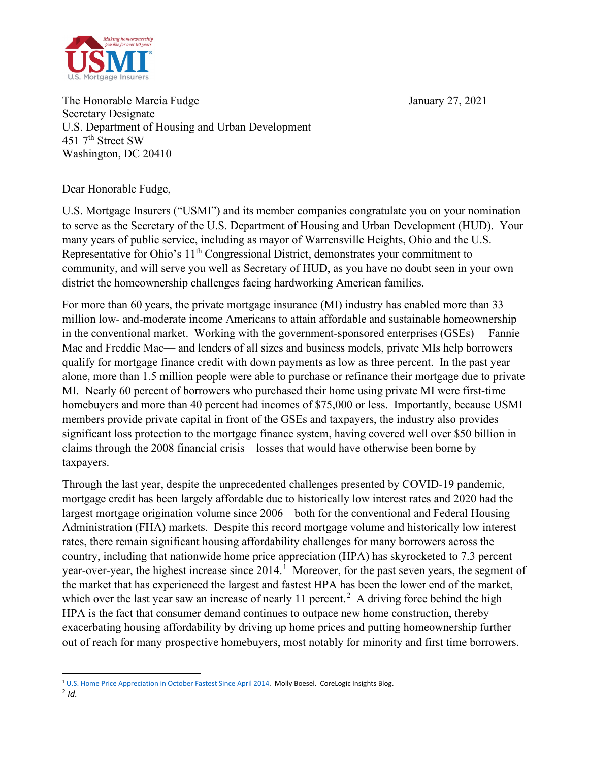U.S. Mortgage Insurers

The Honorable Marcia Fudge
Secretary Designate
U.S. Department of Housing and Urban Development
451 7th Street SW
Washington, DC 20410

January 27, 2021

Dear Honorable Fudge,

U.S. Mortgage Insurers ("USMI") and its member companies congratulate you on your nomination to serve as the Secretary of the U.S. Department of Housing and Urban Development (HUD). Your many years of public service, including as mayor of Warrensville Heights, Ohio and the U.S. Representative for Ohio's 11th Congressional District, demonstrates your commitment to community, and will serve you well as Secretary of HUD, as you have no doubt seen in your own district the homeownership challenges facing hardworking American families.

For more than 60 years, the private mortgage insurance (MI) industry has enabled more than 33 million low- and-moderate income Americans to attain affordable and sustainable homeownership in the conventional market. Working with the government-sponsored enterprises (GSEs) —Fannie Mae and Freddie Mac— and lenders of all sizes and business models, private MIs help borrowers qualify for mortgage finance credit with down payments as low as three percent. In the past year alone, more than 1.5 million people were able to purchase or refinance their mortgage due to private MI. Nearly 60 percent of borrowers who purchased their home using private MI were first-time homebuyers and more than 40 percent had incomes of $75,000 or less. Importantly, because USMI members provide private capital in front of the GSEs and taxpayers, the industry also provides significant loss protection to the mortgage finance system, having covered well over $50 billion in claims through the 2008 financial crisis—losses that would have otherwise been borne by taxpayers.

Through the last year, despite the unprecedented challenges presented by COVID-19 pandemic, mortgage credit has been largely affordable due to historically low interest rates and 2020 had the largest mortgage origination volume since 2006—both for the conventional and Federal Housing Administration (FHA) markets. Despite this record mortgage volume and historically low interest rates, there remain significant housing affordability challenges for many borrowers across the country, including that nationwide home price appreciation (HPA) has skyrocketed to 7.3 percent year-over-year, the highest increase since 2014.[1] Moreover, for the past seven years, the segment of the market that has experienced the largest and fastest HPA has been the lower end of the market, which over the last year saw an increase of nearly 11 percent.[2] A driving force behind the high HPA is the fact that consumer demand continues to outpace new home construction, thereby exacerbating housing affordability by driving up home prices and putting homeownership further out of reach for many prospective homebuyers, most notably for minority and first time borrowers.

---

[1] U.S. Home Price Appreciation in October Fastest Since April 2014. Molly Boesel. CoreLogic Insights Blog.

[2] *Id.*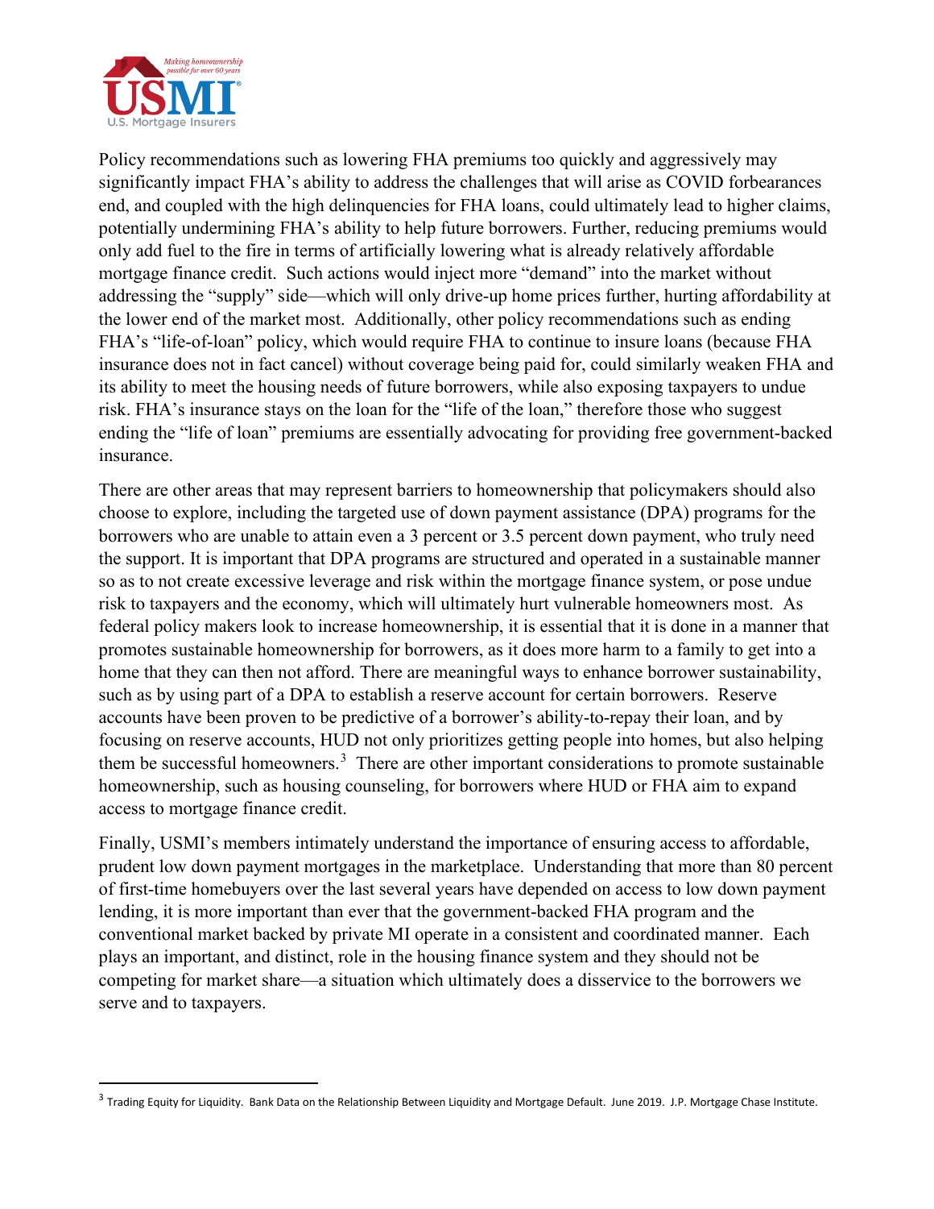Policy recommendations such as lowering FHA premiums too quickly and aggressively may significantly impact FHA's ability to address the challenges that will arise as COVID forbearances end, and coupled with the high delinquencies for FHA loans, could ultimately lead to higher claims, potentially undermining FHA's ability to help future borrowers. Further, reducing premiums would only add fuel to the fire in terms of artificially lowering what is already relatively affordable mortgage finance credit. Such actions would inject more "demand" into the market without addressing the "supply" side—which will only drive-up home prices further, hurting affordability at the lower end of the market most. Additionally, other policy recommendations such as ending FHA's "life-of-loan" policy, which would require FHA to continue to insure loans (because FHA insurance does not in fact cancel) without coverage being paid for, could similarly weaken FHA and its ability to meet the housing needs of future borrowers, while also exposing taxpayers to undue risk. FHA's insurance stays on the loan for the "life of the loan," therefore those who suggest ending the "life of loan" premiums are essentially advocating for providing free government-backed insurance.

There are other areas that may represent barriers to homeownership that policymakers should also choose to explore, including the targeted use of down payment assistance (DPA) programs for the borrowers who are unable to attain even a 3 percent or 3.5 percent down payment, who truly need the support. It is important that DPA programs are structured and operated in a sustainable manner so as to not create excessive leverage and risk within the mortgage finance system, or pose undue risk to taxpayers and the economy, which will ultimately hurt vulnerable homeowners most. As federal policy makers look to increase homeownership, it is essential that it is done in a manner that promotes sustainable homeownership for borrowers, as it does more harm to a family to get into a home that they can then not afford. There are meaningful ways to enhance borrower sustainability, such as by using part of a DPA to establish a reserve account for certain borrowers. Reserve accounts have been proven to be predictive of a borrower's ability-to-repay their loan, and by focusing on reserve accounts, HUD not only prioritizes getting people into homes, but also helping them be successful homeowners.[3] There are other important considerations to promote sustainable homeownership, such as housing counseling, for borrowers where HUD or FHA aim to expand access to mortgage finance credit.

Finally, USMI's members intimately understand the importance of ensuring access to affordable, prudent low down payment mortgages in the marketplace. Understanding that more than 80 percent of first-time homebuyers over the last several years have depended on access to low down payment lending, it is more important than ever that the government-backed FHA program and the conventional market backed by private MI operate in a consistent and coordinated manner. Each plays an important, and distinct, role in the housing finance system and they should not be competing for market share—a situation which ultimately does a disservice to the borrowers we serve and to taxpayers.

---

[3] Trading Equity for Liquidity. Bank Data on the Relationship Between Liquidity and Mortgage Default. June 2019. J.P. Mortgage Chase Institute.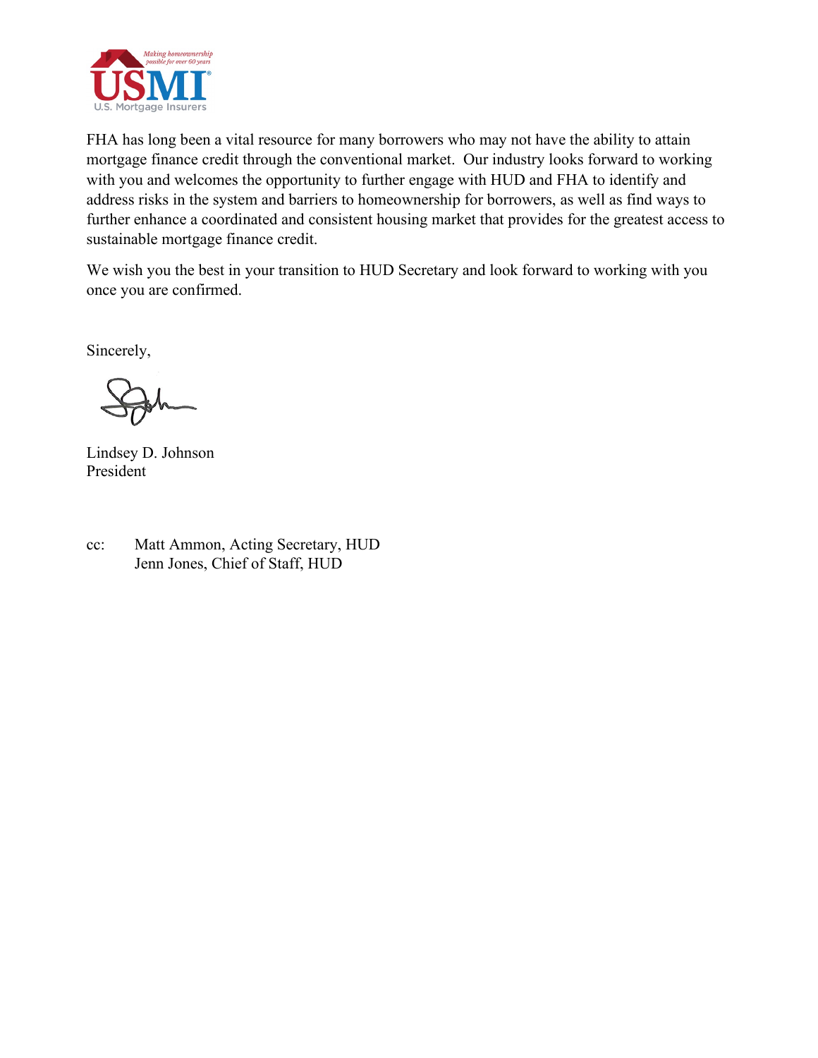FHA has long been a vital resource for many borrowers who may not have the ability to attain mortgage finance credit through the conventional market. Our industry looks forward to working with you and welcomes the opportunity to further engage with HUD and FHA to identify and address risks in the system and barriers to homeownership for borrowers, as well as find ways to further enhance a coordinated and consistent housing market that provides for the greatest access to sustainable mortgage finance credit.

We wish you the best in your transition to HUD Secretary and look forward to working with you once you are confirmed.

Sincerely,

Lindsey D. Johnson
President

cc: Matt Ammon, Acting Secretary, HUD
Jenn Jones, Chief of Staff, HUD